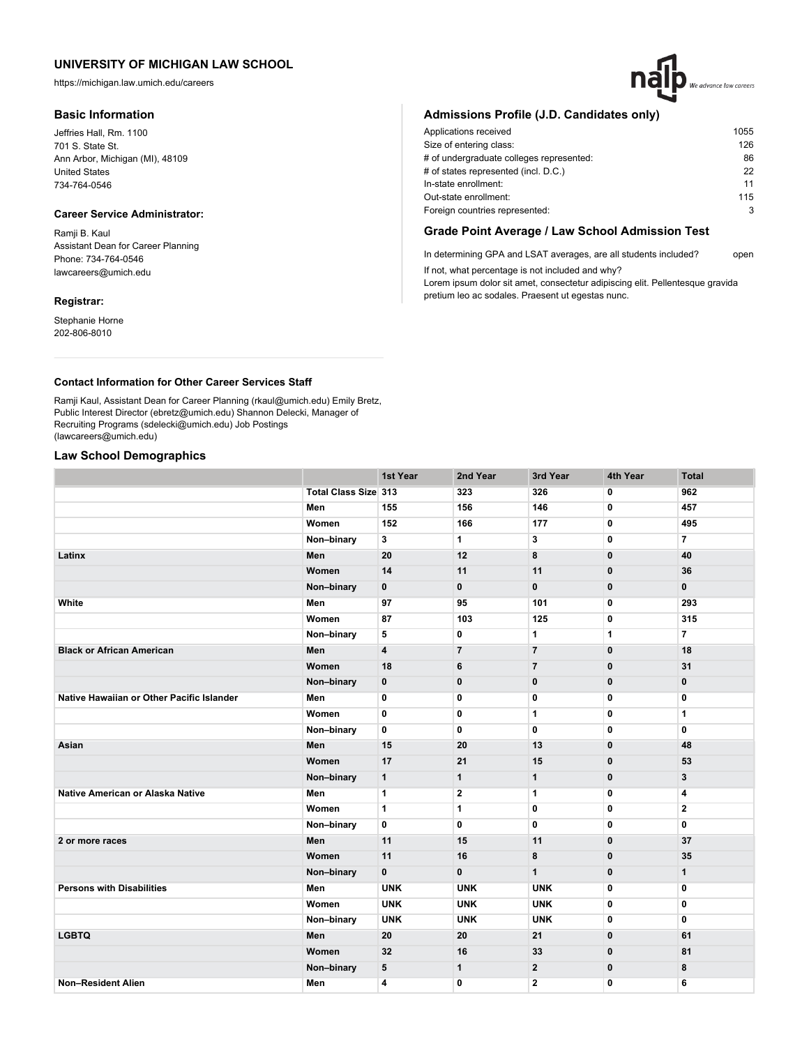# UNIVERSITY OF MICHIGAN LAW SCHOOL

https://michigan.law.umich.edu/careers

## Basic Information

Jeffries Hall, Rm. 1100
701 S. State St.
Ann Arbor, Michigan (MI), 48109
United States
734-764-0546

### Career Service Administrator:

Ramji B. Kaul
Assistant Dean for Career Planning
Phone: 734-764-0546
lawcareers@umich.edu

### Registrar:

Stephanie Horne
202-806-8010

## Admissions Profile (J.D. Candidates only)

| | |
|---|---|
| Applications received | 1055 |
| Size of entering class: | 126 |
| # of undergraduate colleges represented: | 86 |
| # of states represented (incl. D.C.) | 22 |
| In-state enrollment: | 11 |
| Out-state enrollment: | 115 |
| Foreign countries represented: | 3 |

## Grade Point Average / Law School Admission Test

In determining GPA and LSAT averages, are all students included? open

If not, what percentage is not included and why?
Lorem ipsum dolor sit amet, consectetur adipiscing elit. Pellentesque gravida pretium leo ac sodales. Praesent ut egestas nunc.

### Contact Information for Other Career Services Staff

Ramji Kaul, Assistant Dean for Career Planning (rkaul@umich.edu) Emily Bretz, Public Interest Director (ebretz@umich.edu) Shannon Delecki, Manager of Recruiting Programs (sdelecki@umich.edu) Job Postings (lawcareers@umich.edu)

## Law School Demographics

| | | 1st Year | 2nd Year | 3rd Year | 4th Year | Total |
|---|---|---|---|---|---|---|
| | **Total Class Size** | **313** | **323** | **326** | **0** | **962** |
| | **Men** | **155** | **156** | **146** | **0** | **457** |
| | **Women** | **152** | **166** | **177** | **0** | **495** |
| | **Non–binary** | **3** | **1** | **3** | **0** | **7** |
| **Latinx** | **Men** | **20** | **12** | **8** | **0** | **40** |
| | **Women** | **14** | **11** | **11** | **0** | **36** |
| | **Non–binary** | **0** | **0** | **0** | **0** | **0** |
| **White** | **Men** | **97** | **95** | **101** | **0** | **293** |
| | **Women** | **87** | **103** | **125** | **0** | **315** |
| | **Non–binary** | **5** | **0** | **1** | **1** | **7** |
| **Black or African American** | **Men** | **4** | **7** | **7** | **0** | **18** |
| | **Women** | **18** | **6** | **7** | **0** | **31** |
| | **Non–binary** | **0** | **0** | **0** | **0** | **0** |
| **Native Hawaiian or Other Pacific Islander** | **Men** | **0** | **0** | **0** | **0** | **0** |
| | **Women** | **0** | **0** | **1** | **0** | **1** |
| | **Non–binary** | **0** | **0** | **0** | **0** | **0** |
| **Asian** | **Men** | **15** | **20** | **13** | **0** | **48** |
| | **Women** | **17** | **21** | **15** | **0** | **53** |
| | **Non–binary** | **1** | **1** | **1** | **0** | **3** |
| **Native American or Alaska Native** | **Men** | **1** | **2** | **1** | **0** | **4** |
| | **Women** | **1** | **1** | **0** | **0** | **2** |
| | **Non–binary** | **0** | **0** | **0** | **0** | **0** |
| **2 or more races** | **Men** | **11** | **15** | **11** | **0** | **37** |
| | **Women** | **11** | **16** | **8** | **0** | **35** |
| | **Non–binary** | **0** | **0** | **1** | **0** | **1** |
| **Persons with Disabilities** | **Men** | **UNK** | **UNK** | **UNK** | **0** | **0** |
| | **Women** | **UNK** | **UNK** | **UNK** | **0** | **0** |
| | **Non–binary** | **UNK** | **UNK** | **UNK** | **0** | **0** |
| **LGBTQ** | **Men** | **20** | **20** | **21** | **0** | **61** |
| | **Women** | **32** | **16** | **33** | **0** | **81** |
| | **Non–binary** | **5** | **1** | **2** | **0** | **8** |
| **Non–Resident Alien** | **Men** | **4** | **0** | **2** | **0** | **6** |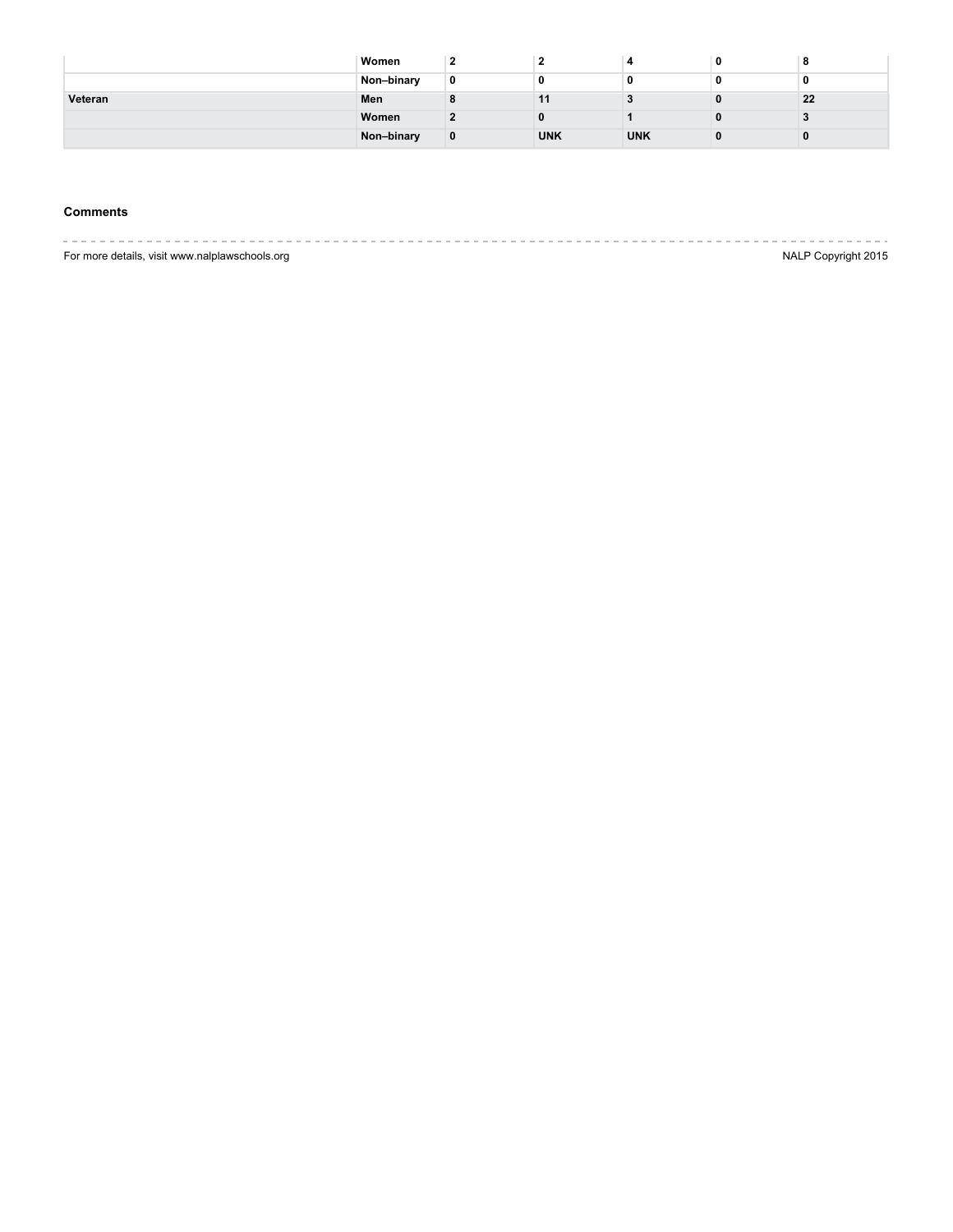| | | | | | | |
|---|---|---|---|---|---|---|
| | Women | 2 | 2 | 4 | 0 | 8 |
| | Non–binary | 0 | 0 | 0 | 0 | 0 |
| Veteran | Men | 8 | 11 | 3 | 0 | 22 |
| | Women | 2 | 0 | 1 | 0 | 3 |
| | Non–binary | 0 | UNK | UNK | 0 | 0 |

**Comments**

For more details, visit www.nalplawschools.org

NALP Copyright 2015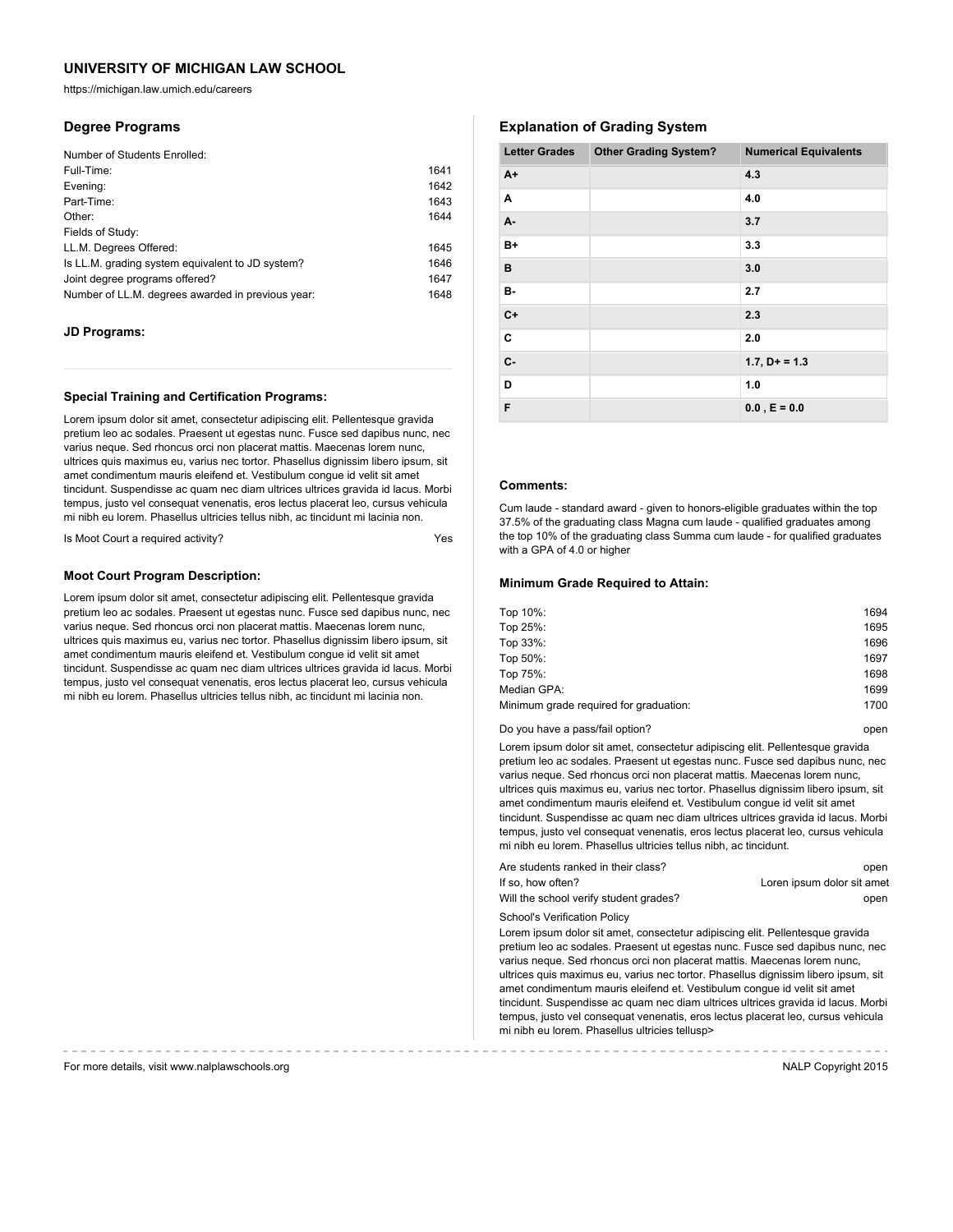# UNIVERSITY OF MICHIGAN LAW SCHOOL

https://michigan.law.umich.edu/careers

## Degree Programs

Number of Students Enrolled:

| | |
|---|---|
| Full-Time: | 1641 |
| Evening: | 1642 |
| Part-Time: | 1643 |
| Other: | 1644 |
| Fields of Study: | |
| LL.M. Degrees Offered: | 1645 |
| Is LL.M. grading system equivalent to JD system? | 1646 |
| Joint degree programs offered? | 1647 |
| Number of LL.M. degrees awarded in previous year: | 1648 |

### JD Programs:

### Special Training and Certification Programs:

Lorem ipsum dolor sit amet, consectetur adipiscing elit. Pellentesque gravida pretium leo ac sodales. Praesent ut egestas nunc. Fusce sed dapibus nunc, nec varius neque. Sed rhoncus orci non placerat mattis. Maecenas lorem nunc, ultrices quis maximus eu, varius nec tortor. Phasellus dignissim libero ipsum, sit amet condimentum mauris eleifend et. Vestibulum congue id velit sit amet tincidunt. Suspendisse ac quam nec diam ultrices ultrices gravida id lacus. Morbi tempus, justo vel consequat venenatis, eros lectus placerat leo, cursus vehicula mi nibh eu lorem. Phasellus ultricies tellus nibh, ac tincidunt mi lacinia non.

Is Moot Court a required activity? Yes

### Moot Court Program Description:

Lorem ipsum dolor sit amet, consectetur adipiscing elit. Pellentesque gravida pretium leo ac sodales. Praesent ut egestas nunc. Fusce sed dapibus nunc, nec varius neque. Sed rhoncus orci non placerat mattis. Maecenas lorem nunc, ultrices quis maximus eu, varius nec tortor. Phasellus dignissim libero ipsum, sit amet condimentum mauris eleifend et. Vestibulum congue id velit sit amet tincidunt. Suspendisse ac quam nec diam ultrices ultrices gravida id lacus. Morbi tempus, justo vel consequat venenatis, eros lectus placerat leo, cursus vehicula mi nibh eu lorem. Phasellus ultricies tellus nibh, ac tincidunt mi lacinia non.

## Explanation of Grading System

| Letter Grades | Other Grading System? | Numerical Equivalents |
|---|---|---|
| **A+** | | **4.3** |
| **A** | | **4.0** |
| **A-** | | **3.7** |
| **B+** | | **3.3** |
| **B** | | **3.0** |
| **B-** | | **2.7** |
| **C+** | | **2.3** |
| **C** | | **2.0** |
| **C-** | | **1.7, D+ = 1.3** |
| **D** | | **1.0** |
| **F** | | **0.0 , E = 0.0** |

### Comments:

Cum laude - standard award - given to honors-eligible graduates within the top 37.5% of the graduating class Magna cum laude - qualified graduates among the top 10% of the graduating class Summa cum laude - for qualified graduates with a GPA of 4.0 or higher

### Minimum Grade Required to Attain:

| | |
|---|---|
| Top 10%: | 1694 |
| Top 25%: | 1695 |
| Top 33%: | 1696 |
| Top 50%: | 1697 |
| Top 75%: | 1698 |
| Median GPA: | 1699 |
| Minimum grade required for graduation: | 1700 |

Do you have a pass/fail option? open

Lorem ipsum dolor sit amet, consectetur adipiscing elit. Pellentesque gravida pretium leo ac sodales. Praesent ut egestas nunc. Fusce sed dapibus nunc, nec varius neque. Sed rhoncus orci non placerat mattis. Maecenas lorem nunc, ultrices quis maximus eu, varius nec tortor. Phasellus dignissim libero ipsum, sit amet condimentum mauris eleifend et. Vestibulum congue id velit sit amet tincidunt. Suspendisse ac quam nec diam ultrices ultrices gravida id lacus. Morbi tempus, justo vel consequat venenatis, eros lectus placerat leo, cursus vehicula mi nibh eu lorem. Phasellus ultricies tellus nibh, ac tincidunt.

| | |
|---|---|
| Are students ranked in their class? | open |
| If so, how often? | Loren ipsum dolor sit amet |
| Will the school verify student grades? | open |

School's Verification Policy

Lorem ipsum dolor sit amet, consectetur adipiscing elit. Pellentesque gravida pretium leo ac sodales. Praesent ut egestas nunc. Fusce sed dapibus nunc, nec varius neque. Sed rhoncus orci non placerat mattis. Maecenas lorem nunc, ultrices quis maximus eu, varius nec tortor. Phasellus dignissim libero ipsum, sit amet condimentum mauris eleifend et. Vestibulum congue id velit sit amet tincidunt. Suspendisse ac quam nec diam ultrices ultrices gravida id lacus. Morbi tempus, justo vel consequat venenatis, eros lectus placerat leo, cursus vehicula mi nibh eu lorem. Phasellus ultricies tellusp>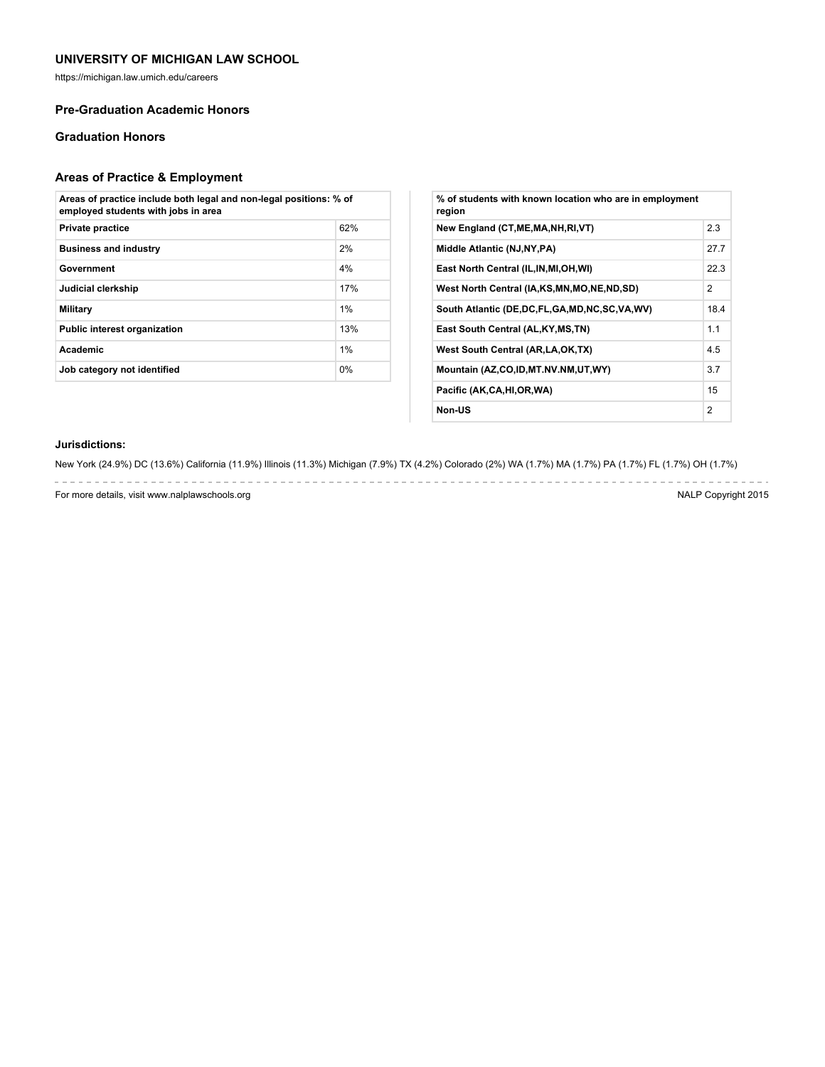## UNIVERSITY OF MICHIGAN LAW SCHOOL

https://michigan.law.umich.edu/careers

### Pre-Graduation Academic Honors

### Graduation Honors

### Areas of Practice & Employment

| Areas of practice include both legal and non-legal positions: % of employed students with jobs in area | |
|---|---|
| **Private practice** | 62% |
| **Business and industry** | 2% |
| **Government** | 4% |
| **Judicial clerkship** | 17% |
| **Military** | 1% |
| **Public interest organization** | 13% |
| **Academic** | 1% |
| **Job category not identified** | 0% |

| % of students with known location who are in employment region | |
|---|---|
| **New England (CT,ME,MA,NH,RI,VT)** | 2.3 |
| **Middle Atlantic (NJ,NY,PA)** | 27.7 |
| **East North Central (IL,IN,MI,OH,WI)** | 22.3 |
| **West North Central (IA,KS,MN,MO,NE,ND,SD)** | 2 |
| **South Atlantic (DE,DC,FL,GA,MD,NC,SC,VA,WV)** | 18.4 |
| **East South Central (AL,KY,MS,TN)** | 1.1 |
| **West South Central (AR,LA,OK,TX)** | 4.5 |
| **Mountain (AZ,CO,ID,MT.NV.NM,UT,WY)** | 3.7 |
| **Pacific (AK,CA,HI,OR,WA)** | 15 |
| **Non-US** | 2 |

**Jurisdictions:**

New York (24.9%) DC (13.6%) California (11.9%) Illinois (11.3%) Michigan (7.9%) TX (4.2%) Colorado (2%) WA (1.7%) MA (1.7%) PA (1.7%) FL (1.7%) OH (1.7%)

For more details, visit www.nalplawschools.org

NALP Copyright 2015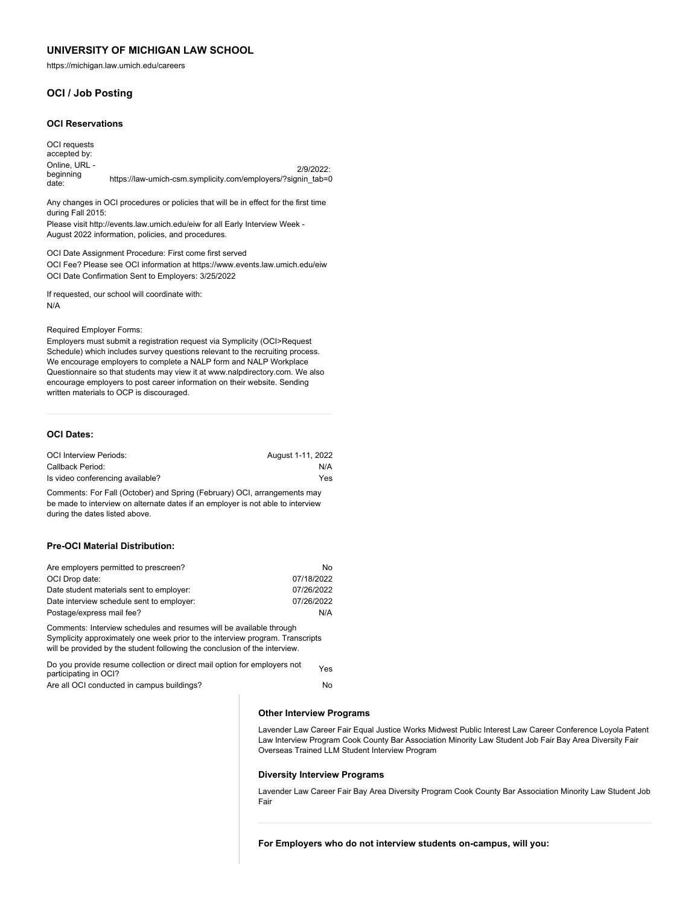## UNIVERSITY OF MICHIGAN LAW SCHOOL

https://michigan.law.umich.edu/careers

### OCI / Job Posting

#### OCI Reservations

| | |
|---|---|
| OCI requests accepted by: | |
| Online, URL - beginning date: | 2/9/2022: https://law-umich-csm.symplicity.com/employers/?signin_tab=0 |

Any changes in OCI procedures or policies that will be in effect for the first time during Fall 2015:

Please visit http://events.law.umich.edu/eiw for all Early Interview Week - August 2022 information, policies, and procedures.

OCI Date Assignment Procedure: First come first served

OCI Fee? Please see OCI information at https://www.events.law.umich.edu/eiw

OCI Date Confirmation Sent to Employers: 3/25/2022

If requested, our school will coordinate with:

N/A

Required Employer Forms:

Employers must submit a registration request via Symplicity (OCI>Request Schedule) which includes survey questions relevant to the recruiting process. We encourage employers to complete a NALP form and NALP Workplace Questionnaire so that students may view it at www.nalpdirectory.com. We also encourage employers to post career information on their website. Sending written materials to OCP is discouraged.

#### OCI Dates:

| | |
|---|---|
| OCI Interview Periods: | August 1-11, 2022 |
| Callback Period: | N/A |
| Is video conferencing available? | Yes |

Comments: For Fall (October) and Spring (February) OCI, arrangements may be made to interview on alternate dates if an employer is not able to interview during the dates listed above.

#### Pre-OCI Material Distribution:

| | |
|---|---|
| Are employers permitted to prescreen? | No |
| OCI Drop date: | 07/18/2022 |
| Date student materials sent to employer: | 07/26/2022 |
| Date interview schedule sent to employer: | 07/26/2022 |
| Postage/express mail fee? | N/A |

Comments: Interview schedules and resumes will be available through Symplicity approximately one week prior to the interview program. Transcripts will be provided by the student following the conclusion of the interview.

| | |
|---|---|
| Do you provide resume collection or direct mail option for employers not participating in OCI? | Yes |
| Are all OCI conducted in campus buildings? | No |

#### Other Interview Programs

Lavender Law Career Fair Equal Justice Works Midwest Public Interest Law Career Conference Loyola Patent Law Interview Program Cook County Bar Association Minority Law Student Job Fair Bay Area Diversity Fair Overseas Trained LLM Student Interview Program

#### Diversity Interview Programs

Lavender Law Career Fair Bay Area Diversity Program Cook County Bar Association Minority Law Student Job Fair

#### For Employers who do not interview students on-campus, will you: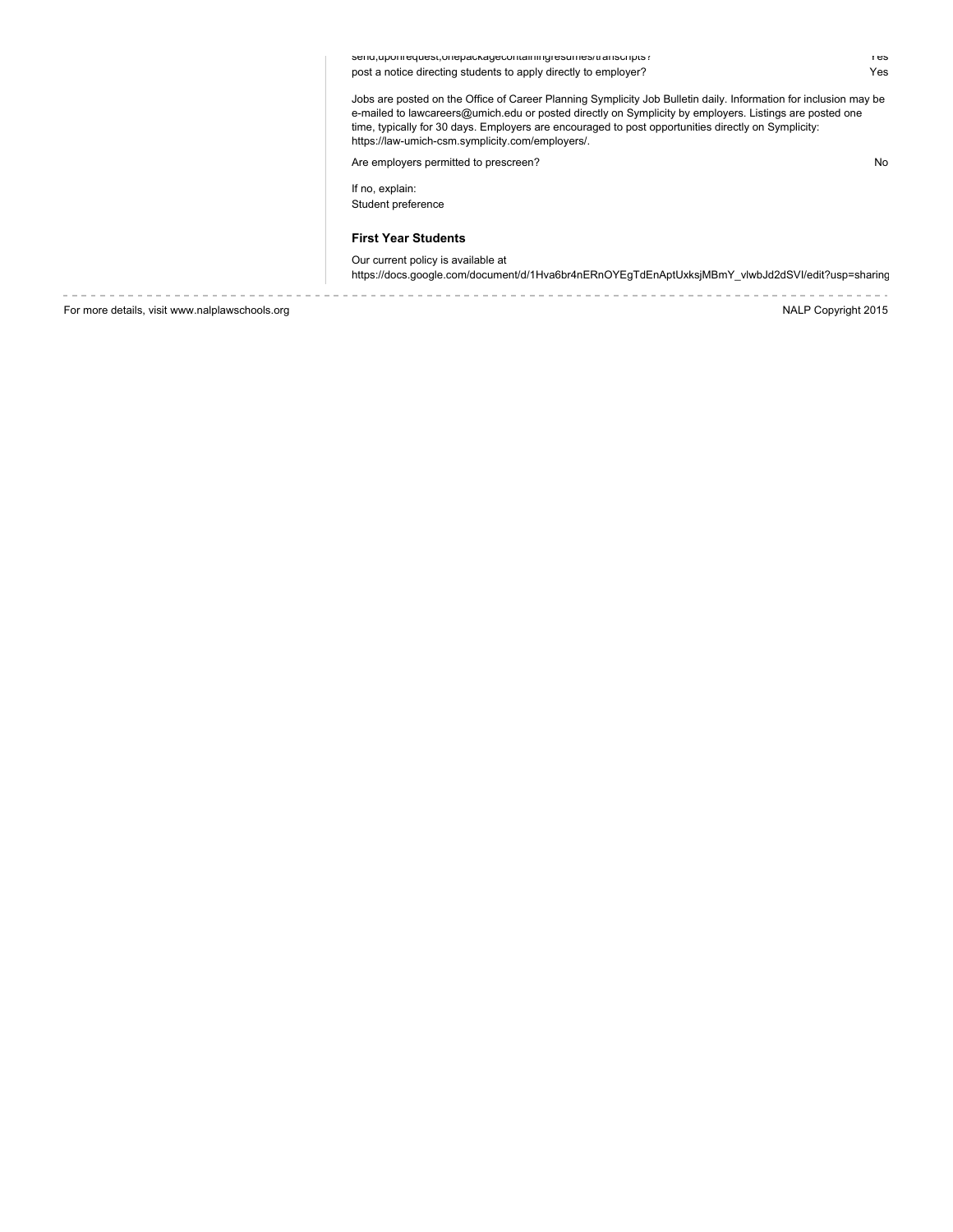send, upon request, one package containing resumes/transcripts? Yes

post a notice directing students to apply directly to employer? Yes

Jobs are posted on the Office of Career Planning Symplicity Job Bulletin daily. Information for inclusion may be e-mailed to lawcareers@umich.edu or posted directly on Symplicity by employers. Listings are posted one time, typically for 30 days. Employers are encouraged to post opportunities directly on Symplicity: https://law-umich-csm.symplicity.com/employers/.

Are employers permitted to prescreen? No

If no, explain:
Student preference

### First Year Students

Our current policy is available at
https://docs.google.com/document/d/1Hva6br4nERnOYEgTdEnAptUxksjMBmY_vlwbJd2dSVI/edit?usp=sharing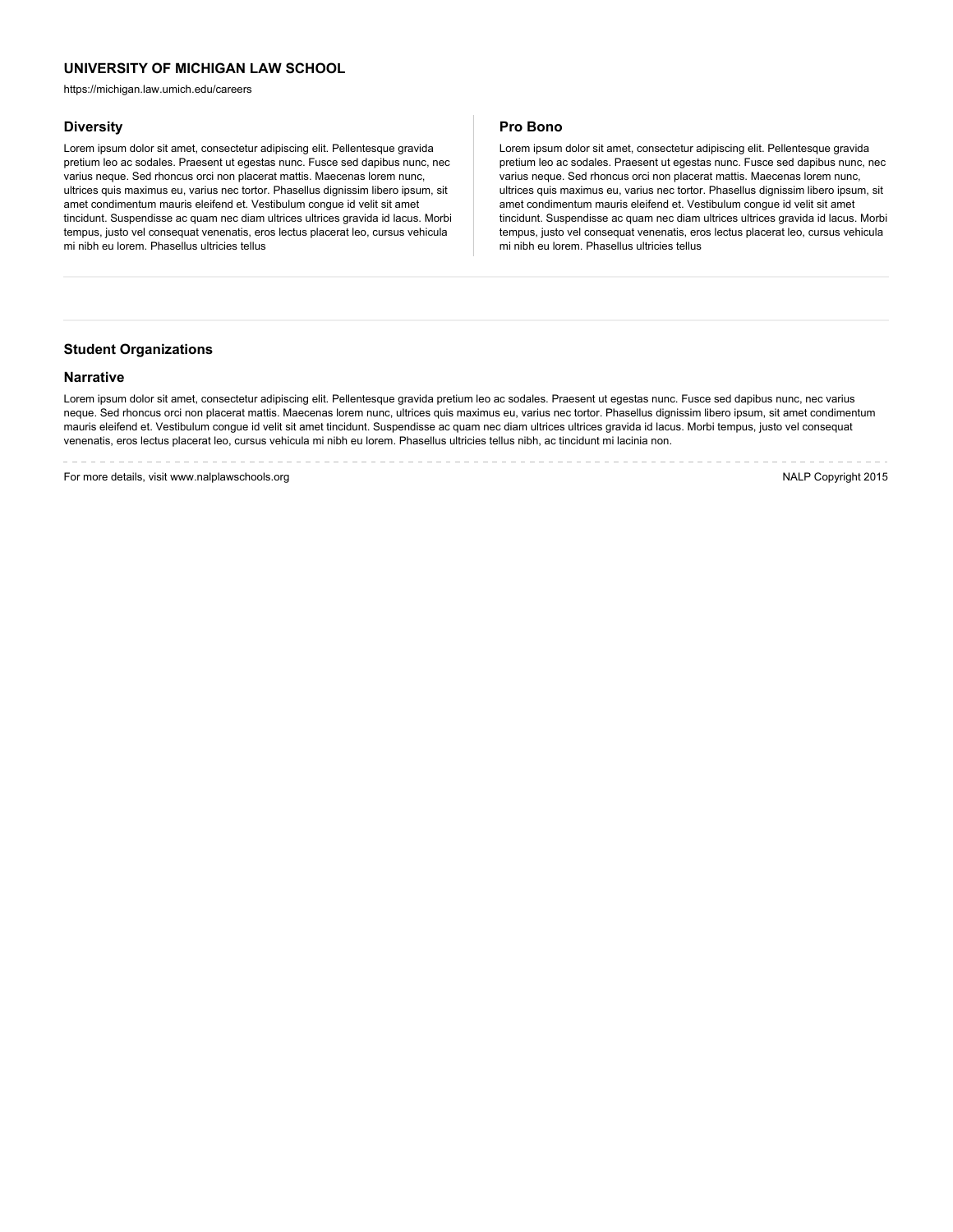## UNIVERSITY OF MICHIGAN LAW SCHOOL

https://michigan.law.umich.edu/careers

### Diversity

Lorem ipsum dolor sit amet, consectetur adipiscing elit. Pellentesque gravida pretium leo ac sodales. Praesent ut egestas nunc. Fusce sed dapibus nunc, nec varius neque. Sed rhoncus orci non placerat mattis. Maecenas lorem nunc, ultrices quis maximus eu, varius nec tortor. Phasellus dignissim libero ipsum, sit amet condimentum mauris eleifend et. Vestibulum congue id velit sit amet tincidunt. Suspendisse ac quam nec diam ultrices ultrices gravida id lacus. Morbi tempus, justo vel consequat venenatis, eros lectus placerat leo, cursus vehicula mi nibh eu lorem. Phasellus ultricies tellus

### Pro Bono

Lorem ipsum dolor sit amet, consectetur adipiscing elit. Pellentesque gravida pretium leo ac sodales. Praesent ut egestas nunc. Fusce sed dapibus nunc, nec varius neque. Sed rhoncus orci non placerat mattis. Maecenas lorem nunc, ultrices quis maximus eu, varius nec tortor. Phasellus dignissim libero ipsum, sit amet condimentum mauris eleifend et. Vestibulum congue id velit sit amet tincidunt. Suspendisse ac quam nec diam ultrices ultrices gravida id lacus. Morbi tempus, justo vel consequat venenatis, eros lectus placerat leo, cursus vehicula mi nibh eu lorem. Phasellus ultricies tellus

### Student Organizations

### Narrative

Lorem ipsum dolor sit amet, consectetur adipiscing elit. Pellentesque gravida pretium leo ac sodales. Praesent ut egestas nunc. Fusce sed dapibus nunc, nec varius neque. Sed rhoncus orci non placerat mattis. Maecenas lorem nunc, ultrices quis maximus eu, varius nec tortor. Phasellus dignissim libero ipsum, sit amet condimentum mauris eleifend et. Vestibulum congue id velit sit amet tincidunt. Suspendisse ac quam nec diam ultrices ultrices gravida id lacus. Morbi tempus, justo vel consequat venenatis, eros lectus placerat leo, cursus vehicula mi nibh eu lorem. Phasellus ultricies tellus nibh, ac tincidunt mi lacinia non.